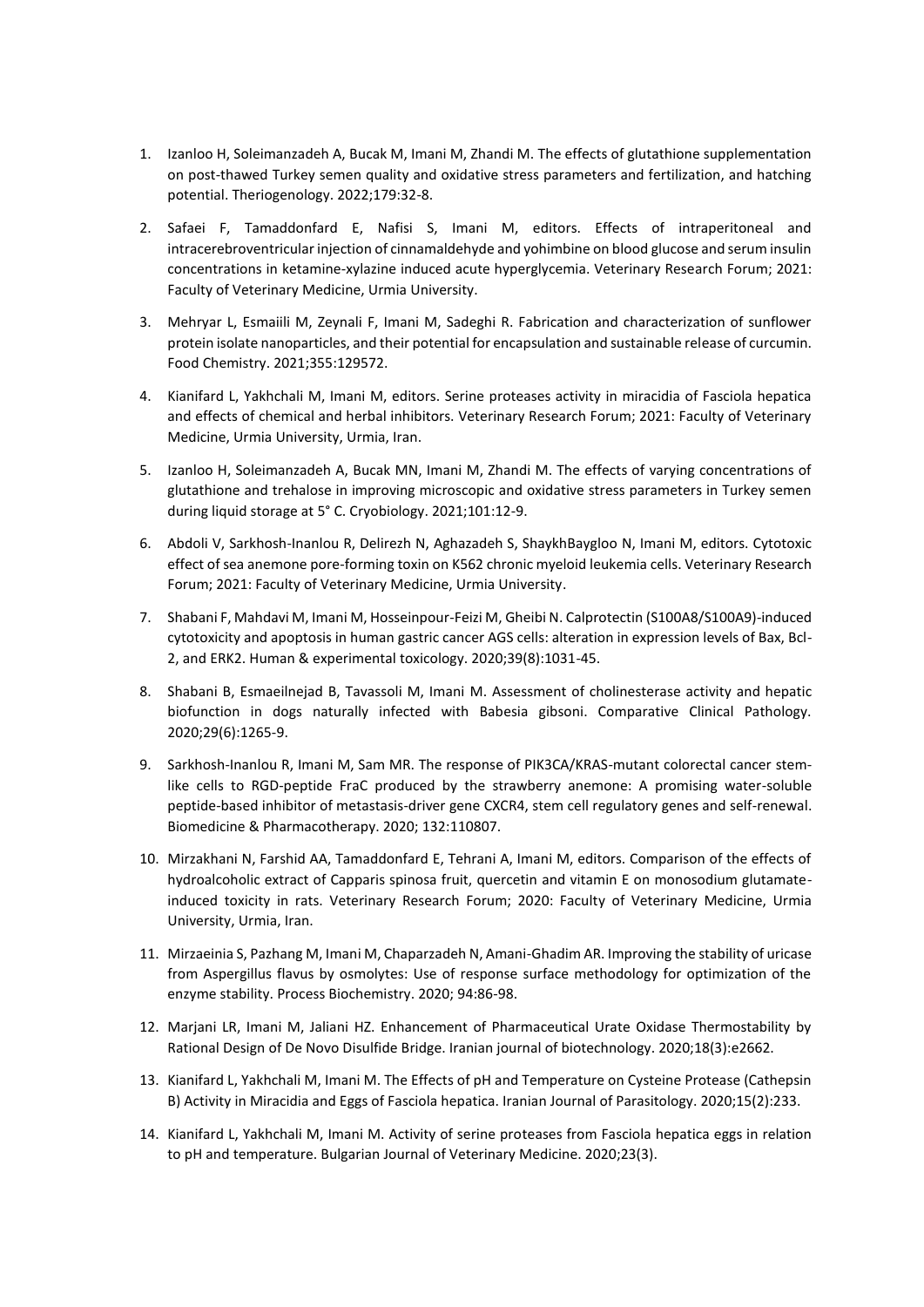1. Izanloo H, Soleimanzadeh A, Bucak M, Imani M, Zhandi M. The effects of glutathione supplementation on post-thawed Turkey semen quality and oxidative stress parameters and fertilization, and hatching potential. Theriogenology. 2022;179:32-8.

2. Safaei F, Tamaddonfard E, Nafisi S, Imani M, editors. Effects of intraperitoneal and intracerebroventricular injection of cinnamaldehyde and yohimbine on blood glucose and serum insulin concentrations in ketamine-xylazine induced acute hyperglycemia. Veterinary Research Forum; 2021: Faculty of Veterinary Medicine, Urmia University.

3. Mehryar L, Esmaiili M, Zeynali F, Imani M, Sadeghi R. Fabrication and characterization of sunflower protein isolate nanoparticles, and their potential for encapsulation and sustainable release of curcumin. Food Chemistry. 2021;355:129572.

4. Kianifard L, Yakhchali M, Imani M, editors. Serine proteases activity in miracidia of Fasciola hepatica and effects of chemical and herbal inhibitors. Veterinary Research Forum; 2021: Faculty of Veterinary Medicine, Urmia University, Urmia, Iran.

5. Izanloo H, Soleimanzadeh A, Bucak MN, Imani M, Zhandi M. The effects of varying concentrations of glutathione and trehalose in improving microscopic and oxidative stress parameters in Turkey semen during liquid storage at 5° C. Cryobiology. 2021;101:12-9.

6. Abdoli V, Sarkhosh-Inanlou R, Delirezh N, Aghazadeh S, ShaykhBaygloo N, Imani M, editors. Cytotoxic effect of sea anemone pore-forming toxin on K562 chronic myeloid leukemia cells. Veterinary Research Forum; 2021: Faculty of Veterinary Medicine, Urmia University.

7. Shabani F, Mahdavi M, Imani M, Hosseinpour-Feizi M, Gheibi N. Calprotectin (S100A8/S100A9)-induced cytotoxicity and apoptosis in human gastric cancer AGS cells: alteration in expression levels of Bax, Bcl-2, and ERK2. Human & experimental toxicology. 2020;39(8):1031-45.

8. Shabani B, Esmaeilnejad B, Tavassoli M, Imani M. Assessment of cholinesterase activity and hepatic biofunction in dogs naturally infected with Babesia gibsoni. Comparative Clinical Pathology. 2020;29(6):1265-9.

9. Sarkhosh-Inanlou R, Imani M, Sam MR. The response of PIK3CA/KRAS-mutant colorectal cancer stem-like cells to RGD-peptide FraC produced by the strawberry anemone: A promising water-soluble peptide-based inhibitor of metastasis-driver gene CXCR4, stem cell regulatory genes and self-renewal. Biomedicine & Pharmacotherapy. 2020; 132:110807.

10. Mirzakhani N, Farshid AA, Tamaddonfard E, Tehrani A, Imani M, editors. Comparison of the effects of hydroalcoholic extract of Capparis spinosa fruit, quercetin and vitamin E on monosodium glutamate-induced toxicity in rats. Veterinary Research Forum; 2020: Faculty of Veterinary Medicine, Urmia University, Urmia, Iran.

11. Mirzaeinia S, Pazhang M, Imani M, Chaparzadeh N, Amani-Ghadim AR. Improving the stability of uricase from Aspergillus flavus by osmolytes: Use of response surface methodology for optimization of the enzyme stability. Process Biochemistry. 2020; 94:86-98.

12. Marjani LR, Imani M, Jaliani HZ. Enhancement of Pharmaceutical Urate Oxidase Thermostability by Rational Design of De Novo Disulfide Bridge. Iranian journal of biotechnology. 2020;18(3):e2662.

13. Kianifard L, Yakhchali M, Imani M. The Effects of pH and Temperature on Cysteine Protease (Cathepsin B) Activity in Miracidia and Eggs of Fasciola hepatica. Iranian Journal of Parasitology. 2020;15(2):233.

14. Kianifard L, Yakhchali M, Imani M. Activity of serine proteases from Fasciola hepatica eggs in relation to pH and temperature. Bulgarian Journal of Veterinary Medicine. 2020;23(3).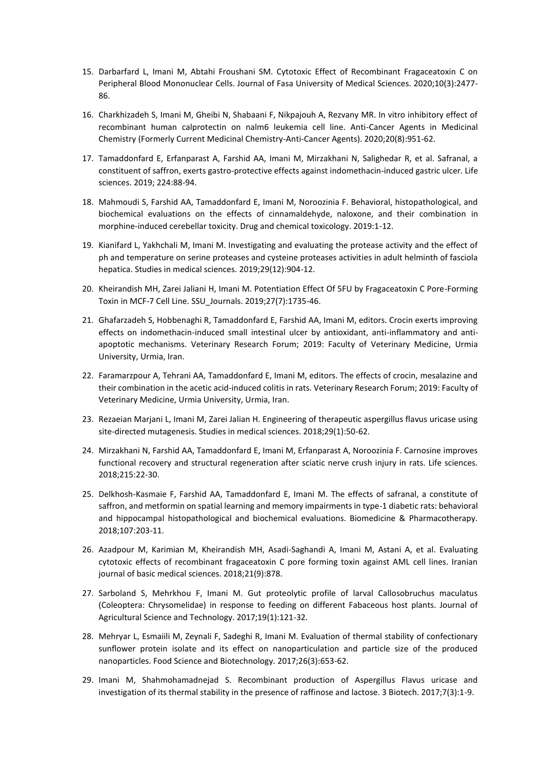15. Darbarfard L, Imani M, Abtahi Froushani SM. Cytotoxic Effect of Recombinant Fragaceatoxin C on Peripheral Blood Mononuclear Cells. Journal of Fasa University of Medical Sciences. 2020;10(3):2477-86.

16. Charkhizadeh S, Imani M, Gheibi N, Shabaani F, Nikpajouh A, Rezvany MR. In vitro inhibitory effect of recombinant human calprotectin on nalm6 leukemia cell line. Anti-Cancer Agents in Medicinal Chemistry (Formerly Current Medicinal Chemistry-Anti-Cancer Agents). 2020;20(8):951-62.

17. Tamaddonfard E, Erfanparast A, Farshid AA, Imani M, Mirzakhani N, Salighedar R, et al. Safranal, a constituent of saffron, exerts gastro-protective effects against indomethacin-induced gastric ulcer. Life sciences. 2019; 224:88-94.

18. Mahmoudi S, Farshid AA, Tamaddonfard E, Imani M, Noroozinia F. Behavioral, histopathological, and biochemical evaluations on the effects of cinnamaldehyde, naloxone, and their combination in morphine-induced cerebellar toxicity. Drug and chemical toxicology. 2019:1-12.

19. Kianifard L, Yakhchali M, Imani M. Investigating and evaluating the protease activity and the effect of ph and temperature on serine proteases and cysteine proteases activities in adult helminth of fasciola hepatica. Studies in medical sciences. 2019;29(12):904-12.

20. Kheirandish MH, Zarei Jaliani H, Imani M. Potentiation Effect Of 5FU by Fragaceatoxin C Pore-Forming Toxin in MCF-7 Cell Line. SSU_Journals. 2019;27(7):1735-46.

21. Ghafarzadeh S, Hobbenaghi R, Tamaddonfard E, Farshid AA, Imani M, editors. Crocin exerts improving effects on indomethacin-induced small intestinal ulcer by antioxidant, anti-inflammatory and anti-apoptotic mechanisms. Veterinary Research Forum; 2019: Faculty of Veterinary Medicine, Urmia University, Urmia, Iran.

22. Faramarzpour A, Tehrani AA, Tamaddonfard E, Imani M, editors. The effects of crocin, mesalazine and their combination in the acetic acid-induced colitis in rats. Veterinary Research Forum; 2019: Faculty of Veterinary Medicine, Urmia University, Urmia, Iran.

23. Rezaeian Marjani L, Imani M, Zarei Jalian H. Engineering of therapeutic aspergillus flavus uricase using site-directed mutagenesis. Studies in medical sciences. 2018;29(1):50-62.

24. Mirzakhani N, Farshid AA, Tamaddonfard E, Imani M, Erfanparast A, Noroozinia F. Carnosine improves functional recovery and structural regeneration after sciatic nerve crush injury in rats. Life sciences. 2018;215:22-30.

25. Delkhosh-Kasmaie F, Farshid AA, Tamaddonfard E, Imani M. The effects of safranal, a constitute of saffron, and metformin on spatial learning and memory impairments in type-1 diabetic rats: behavioral and hippocampal histopathological and biochemical evaluations. Biomedicine & Pharmacotherapy. 2018;107:203-11.

26. Azadpour M, Karimian M, Kheirandish MH, Asadi-Saghandi A, Imani M, Astani A, et al. Evaluating cytotoxic effects of recombinant fragaceatoxin C pore forming toxin against AML cell lines. Iranian journal of basic medical sciences. 2018;21(9):878.

27. Sarboland S, Mehrkhou F, Imani M. Gut proteolytic profile of larval Callosobruchus maculatus (Coleoptera: Chrysomelidae) in response to feeding on different Fabaceous host plants. Journal of Agricultural Science and Technology. 2017;19(1):121-32.

28. Mehryar L, Esmaiili M, Zeynali F, Sadeghi R, Imani M. Evaluation of thermal stability of confectionary sunflower protein isolate and its effect on nanoparticulation and particle size of the produced nanoparticles. Food Science and Biotechnology. 2017;26(3):653-62.

29. Imani M, Shahmohamadnejad S. Recombinant production of Aspergillus Flavus uricase and investigation of its thermal stability in the presence of raffinose and lactose. 3 Biotech. 2017;7(3):1-9.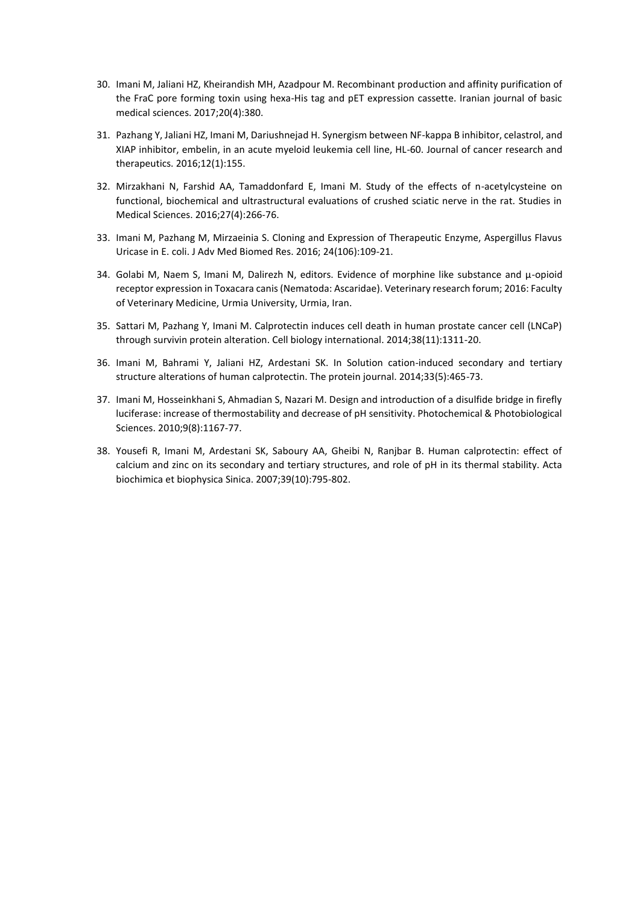30. Imani M, Jaliani HZ, Kheirandish MH, Azadpour M. Recombinant production and affinity purification of the FraC pore forming toxin using hexa-His tag and pET expression cassette. Iranian journal of basic medical sciences. 2017;20(4):380.

31. Pazhang Y, Jaliani HZ, Imani M, Dariushnejad H. Synergism between NF-kappa B inhibitor, celastrol, and XIAP inhibitor, embelin, in an acute myeloid leukemia cell line, HL-60. Journal of cancer research and therapeutics. 2016;12(1):155.

32. Mirzakhani N, Farshid AA, Tamaddonfard E, Imani M. Study of the effects of n-acetylcysteine on functional, biochemical and ultrastructural evaluations of crushed sciatic nerve in the rat. Studies in Medical Sciences. 2016;27(4):266-76.

33. Imani M, Pazhang M, Mirzaeinia S. Cloning and Expression of Therapeutic Enzyme, Aspergillus Flavus Uricase in E. coli. J Adv Med Biomed Res. 2016; 24(106):109-21.

34. Golabi M, Naem S, Imani M, Dalirezh N, editors. Evidence of morphine like substance and µ-opioid receptor expression in Toxacara canis (Nematoda: Ascaridae). Veterinary research forum; 2016: Faculty of Veterinary Medicine, Urmia University, Urmia, Iran.

35. Sattari M, Pazhang Y, Imani M. Calprotectin induces cell death in human prostate cancer cell (LNCaP) through survivin protein alteration. Cell biology international. 2014;38(11):1311-20.

36. Imani M, Bahrami Y, Jaliani HZ, Ardestani SK. In Solution cation-induced secondary and tertiary structure alterations of human calprotectin. The protein journal. 2014;33(5):465-73.

37. Imani M, Hosseinkhani S, Ahmadian S, Nazari M. Design and introduction of a disulfide bridge in firefly luciferase: increase of thermostability and decrease of pH sensitivity. Photochemical & Photobiological Sciences. 2010;9(8):1167-77.

38. Yousefi R, Imani M, Ardestani SK, Saboury AA, Gheibi N, Ranjbar B. Human calprotectin: effect of calcium and zinc on its secondary and tertiary structures, and role of pH in its thermal stability. Acta biochimica et biophysica Sinica. 2007;39(10):795-802.